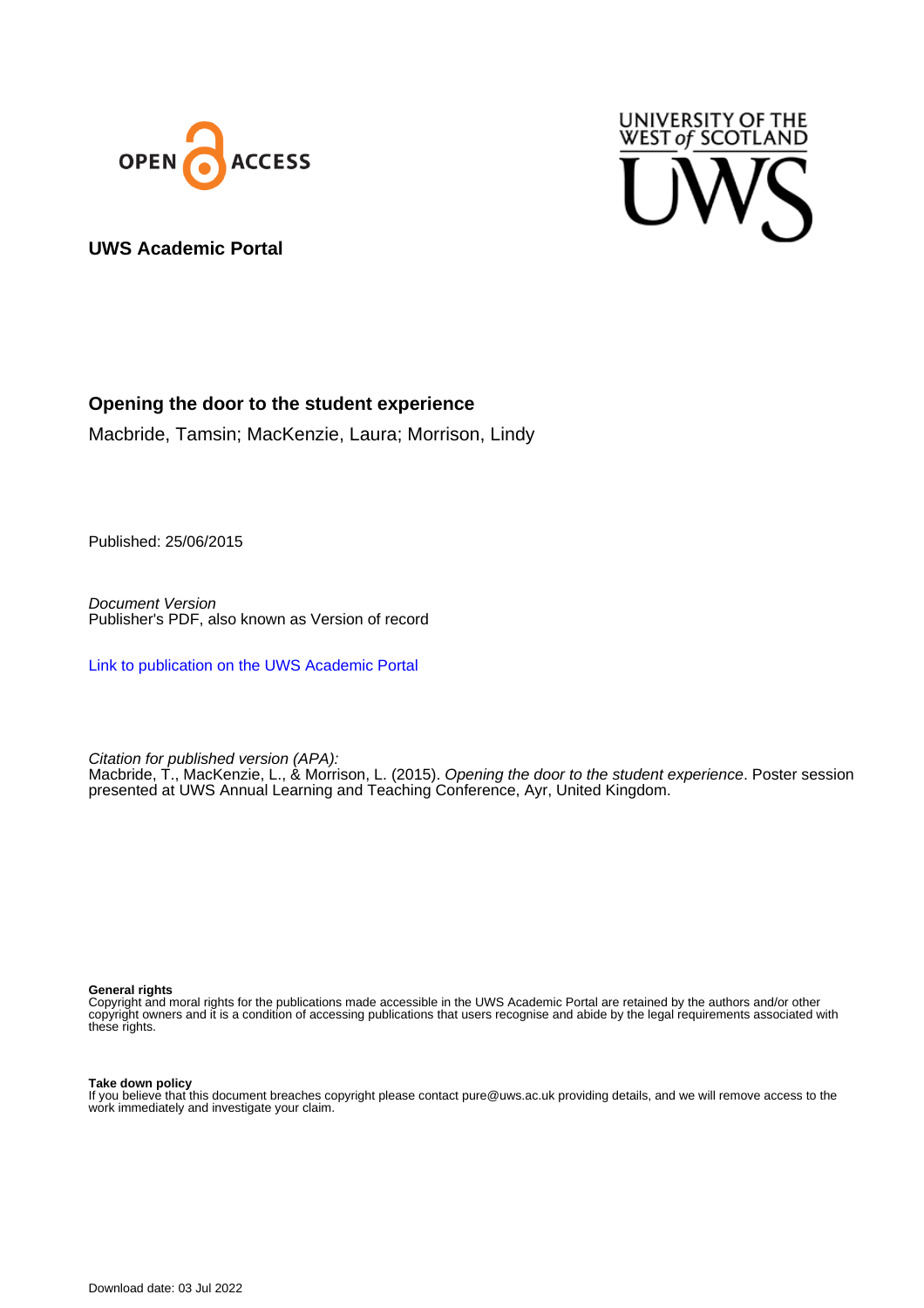**UWS Academic Portal**

# Opening the door to the student experience

Macbride, Tamsin; MacKenzie, Laura; Morrison, Lindy

Published: 25/06/2015

*Document Version*
Publisher's PDF, also known as Version of record

Link to publication on the UWS Academic Portal

*Citation for published version (APA):*
Macbride, T., MacKenzie, L., & Morrison, L. (2015). *Opening the door to the student experience*. Poster session presented at UWS Annual Learning and Teaching Conference, Ayr, United Kingdom.

**General rights**
Copyright and moral rights for the publications made accessible in the UWS Academic Portal are retained by the authors and/or other copyright owners and it is a condition of accessing publications that users recognise and abide by the legal requirements associated with these rights.

**Take down policy**
If you believe that this document breaches copyright please contact pure@uws.ac.uk providing details, and we will remove access to the work immediately and investigate your claim.

Download date: 03 Jul 2022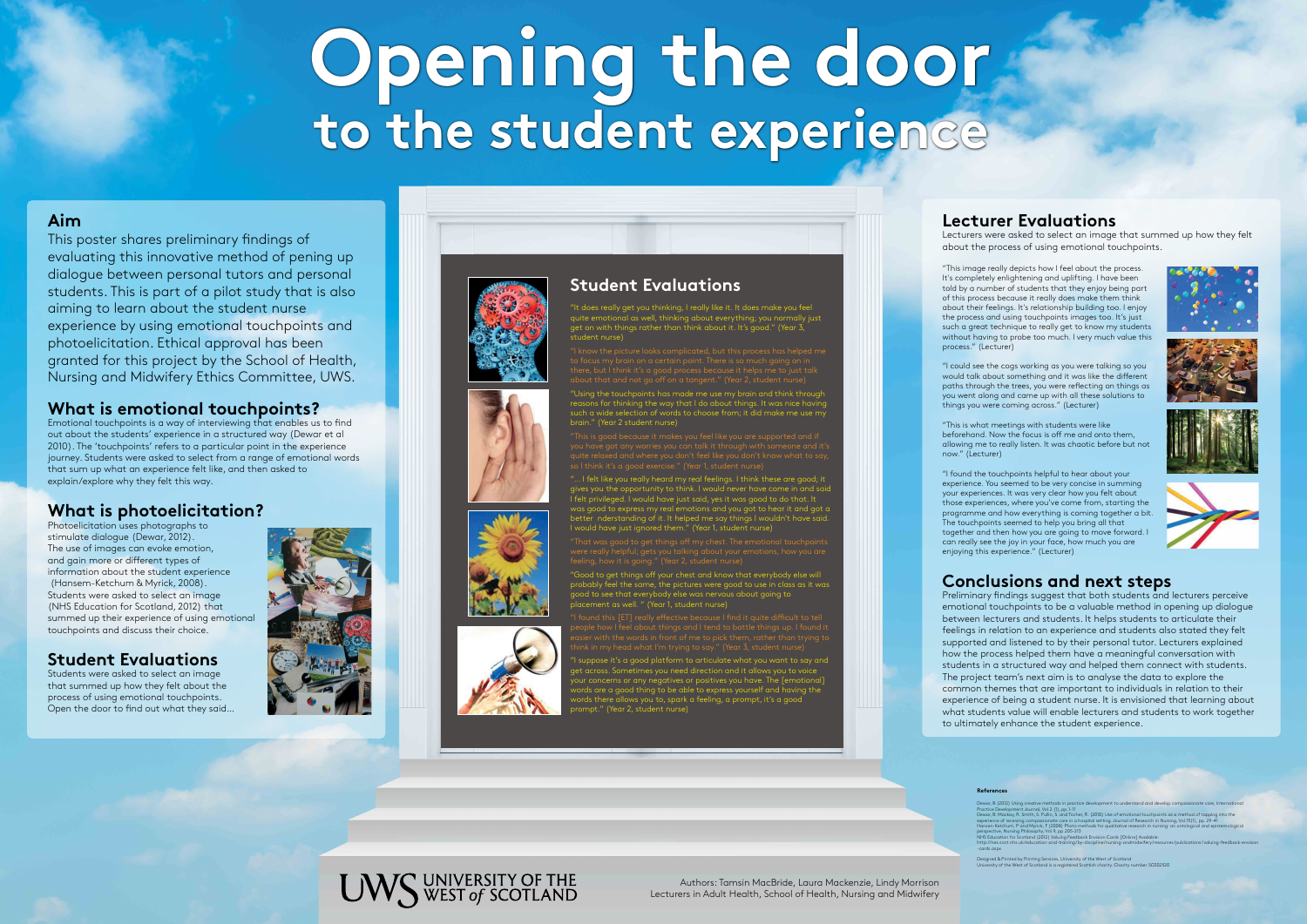# Opening the door
## to the student experience

## Aim

This poster shares preliminary findings of evaluating this innovative method of pening up dialogue between personal tutors and personal students. This is part of a pilot study that is also aiming to learn about the student nurse experience by using emotional touchpoints and photoelicitation. Ethical approval has been granted for this project by the School of Health, Nursing and Midwifery Ethics Committee, UWS.

## What is emotional touchpoints?

Emotional touchpoints is a way of interviewing that enables us to find out about the students' experience in a structured way (Dewar et al 2010). The 'touchpoints' refers to a particular point in the experience journey. Students were asked to select from a range of emotional words that sum up what an experience felt like, and then asked to explain/explore why they felt this way.

## What is photoelicitation?

Photoelicitation uses photographs to stimulate dialogue (Dewar, 2012). The use of images can evoke emotion, and gain more or different types of information about the student experience (Hansem-Ketchum & Myrick, 2008). Students were asked to select an image (NHS Education for Scotland, 2012) that summed up their experience of using emotional touchpoints and discuss their choice.

## Student Evaluations

Students were asked to select an image that summed up how they felt about the process of using emotional touchpoints. Open the door to find out what they said...

## Student Evaluations

"It does really get you thinking, I really like it. It does make you feel quite emotional as well, thinking about everything; you normally just get on with things rather than think about it. It's good." (Year 3, student nurse)

"I know the picture looks complicated, but this process has helped me to focus my brain on a certain point. There is so much going on in there, but I think it's a good process because it helps me to just talk about that and not go off on a tangent." (Year 2, student nurse)

"Using the touchpoints has made me use my brain and think through reasons for thinking the way that I do about things. It was nice having such a wide selection of words to choose from; it did make me use my brain." (Year 2 student nurse)

"This is good because it makes you feel like you are supported and if you have got any worries you can talk it through with someone and it's quite relaxed and where you don't feel like you don't know what to say, so I think it's a good exercise." (Year 1, student nurse)

"... I felt like you really heard my real feelings. I think these are good, it gives you the opportunity to think. I would never have come in and said I felt privileged. I would have just said, yes it was good to do that. It was good to express my real emotions and you got to hear it and got a better nderstanding of it. It helped me say things I wouldn't have said. I would have just ignored them." (Year 1, student nurse)

"That was good to get things off my chest. The emotional touchpoints were really helpful; gets you talking about your emotions, how you are feeling, how it is going." (Year 2, student nurse)

"Good to get things off your chest and know that everybody else will probably feel the same, the pictures were good to use in class as it was good to see that everybody else was nervous about going to placement as well. " (Year 1, student nurse)

"I found this [ET] really effective because I find it quite difficult to tell people how I feel about things and I tend to bottle things up. I found it easier with the words in front of me to pick them, rather than trying to think in my head what I'm trying to say." (Year 3, student nurse)

"I suppose it's a good platform to articulate what you want to say and get across. Sometimes you need direction and it allows you to voice your concerns or any negatives or positives you have. The [emotional] words are a good thing to be able to express yourself and having the words there allows you to, spark a feeling, a prompt, it's a good prompt." (Year 2, student nurse)

## Lecturer Evaluations

Lecturers were asked to select an image that summed up how they felt about the process of using emotional touchpoints.

"This image really depicts how I feel about the process. It's completely enlightening and uplifting. I have been told by a number of students that they enjoy being part of this process because it really does make them think about their feelings. It's relationship building too. I enjoy the process and using touchpoints images too. It's just such a great technique to really get to know my students without having to probe too much. I very much value this process." (Lecturer)

"I could see the cogs working as you were talking so you would talk about something and it was like the different paths through the trees, you were reflecting on things as you went along and came up with all these solutions to things you were coming across." (Lecturer)

"This is what meetings with students were like beforehand. Now the focus is off me and onto them, allowing me to really listen. It was chaotic before but not now." (Lecturer)

"I found the touchpoints helpful to hear about your experience. You seemed to be very concise in summing your experiences. It was very clear how you felt about those experiences, where you've come from, starting the programme and how everything is coming together a bit. The touchpoints seemed to help you bring all that together and then how you are going to move forward. I can really see the joy in your face, how much you are enjoying this experience." (Lecturer)

## Conclusions and next steps

Preliminary findings suggest that both students and lecturers perceive emotional touchpoints to be a valuable method in opening up dialogue between lecturers and students. It helps students to articulate their feelings in relation to an experience and students also stated they felt supported and listened to by their personal tutor. Lecturers explained how the process helped them have a meaningful conversation with students in a structured way and helped them connect with students. The project team's next aim is to analyse the data to explore the common themes that are important to individuals in relation to their experience of being a student nurse. It is envisioned that learning about what students value will enable lecturers and students to work together to ultimately enhance the student experience.

### References

Dewar, B (2012) Using creative methods in practice development to understand and develop compassionate care, International Practice Development Journal, Vol 2 (1), pp 1-11.
Dewar, B, Mackay, R, Smith, S, Pullin, S, and Tocher, R. (2010) Use of emotional touchpoints as a method of tapping into the experience of receiving compassionate care in a hospital setting. Journal of Research in Nursing, Vol 15(1), pp. 29-41
Hansen-Ketchum, P and Myrick, F (2008) Photo methods for qualitative research in nursing: an ontological and epistemological perspective, Nursing Philosophy, Vol 9, pp 205-213
NHS Education for Scotland (2012) Valuing Feedback Envision Cards [Online] Available: http://nes.scot.nhs.uk/education-and-training/by-discipline/nursing-and-midwifery/resources/publications/valuing-feedback-envision-cards.aspx

Designed & Printed by Printing Services, University of the West of Scotland
University of the West of Scotland is a registered Scottish charity. Charity number SC002520

UWS UNIVERSITY OF THE WEST *of* SCOTLAND

Authors: Tamsin MacBride, Laura Mackenzie, Lindy Morrison
Lecturers in Adult Health, School of Health, Nursing and Midwifery